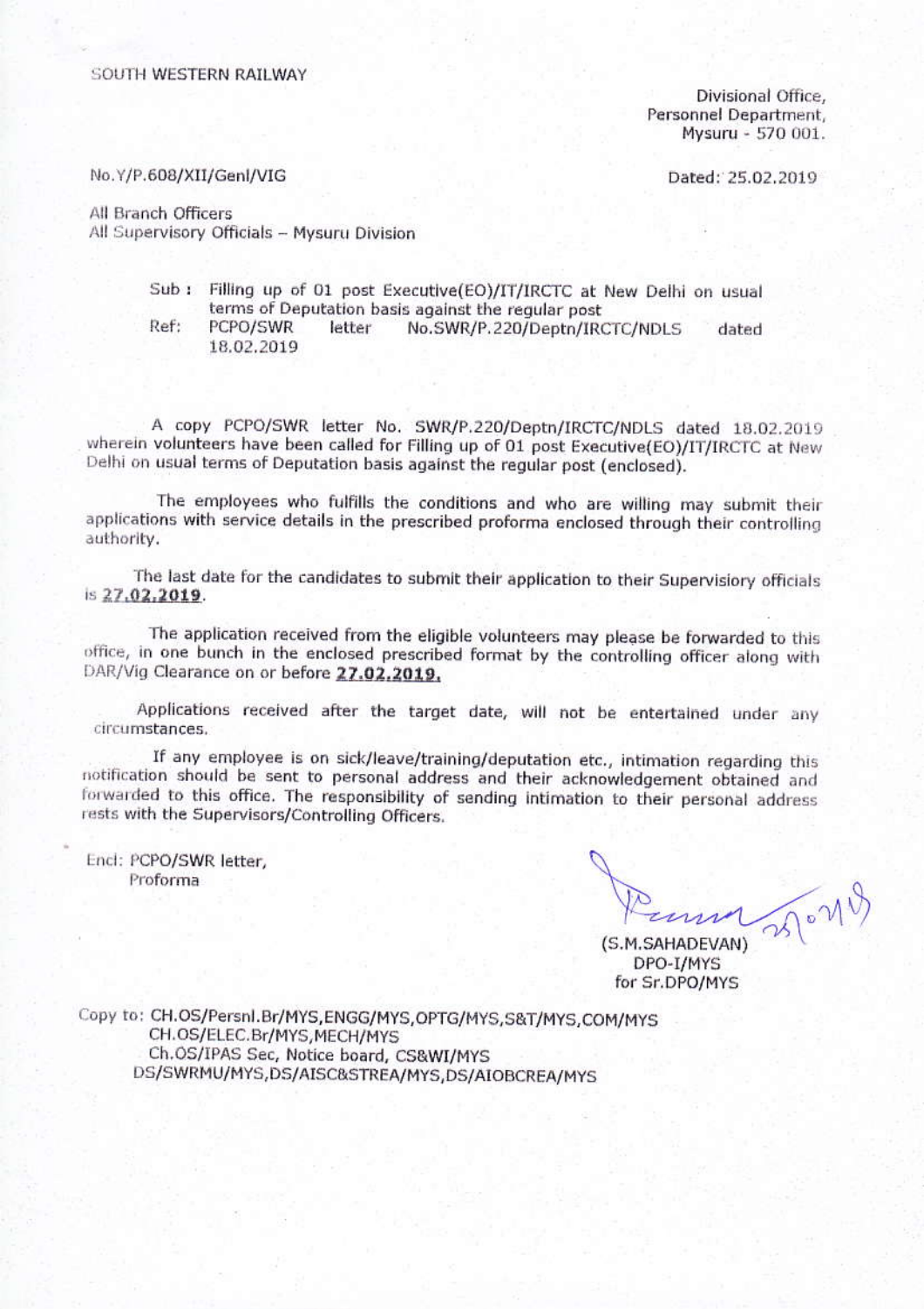SOUTH WESTERN RAILWAY

Divisional Office,
Personnel Department,
Mysuru - 570 001.

No.Y/P.608/XII/Genl/VIG

Dated: 25.02.2019

All Branch Officers
All Supervisory Officials – Mysuru Division

Sub : Filling up of 01 post Executive(EO)/IT/IRCTC at New Delhi on usual terms of Deputation basis against the regular post

Ref: PCPO/SWR letter No.SWR/P.220/Deptn/IRCTC/NDLS dated 18.02.2019

A copy PCPO/SWR letter No. SWR/P.220/Deptn/IRCTC/NDLS dated 18.02.2019 wherein volunteers have been called for Filling up of 01 post Executive(EO)/IT/IRCTC at New Delhi on usual terms of Deputation basis against the regular post (enclosed).

The employees who fulfills the conditions and who are willing may submit their applications with service details in the prescribed proforma enclosed through their controlling authority.

The last date for the candidates to submit their application to their Supervisiory officials is **27.02.2019**.

The application received from the eligible volunteers may please be forwarded to this office, in one bunch in the enclosed prescribed format by the controlling officer along with DAR/Vig Clearance on or before **27.02.2019.**

Applications received after the target date, will not be entertained under any circumstances.

If any employee is on sick/leave/training/deputation etc., intimation regarding this notification should be sent to personal address and their acknowledgement obtained and forwarded to this office. The responsibility of sending intimation to their personal address rests with the Supervisors/Controlling Officers.

Encl: PCPO/SWR letter,
Proforma

(S.M.SAHADEVAN)
DPO-I/MYS
for Sr.DPO/MYS

Copy to: CH.OS/Persnl.Br/MYS,ENGG/MYS,OPTG/MYS,S&T/MYS,COM/MYS
CH.OS/ELEC.Br/MYS,MECH/MYS
Ch.OS/IPAS Sec, Notice board, CS&WI/MYS
DS/SWRMU/MYS,DS/AISC&STREA/MYS,DS/AIOBCREA/MYS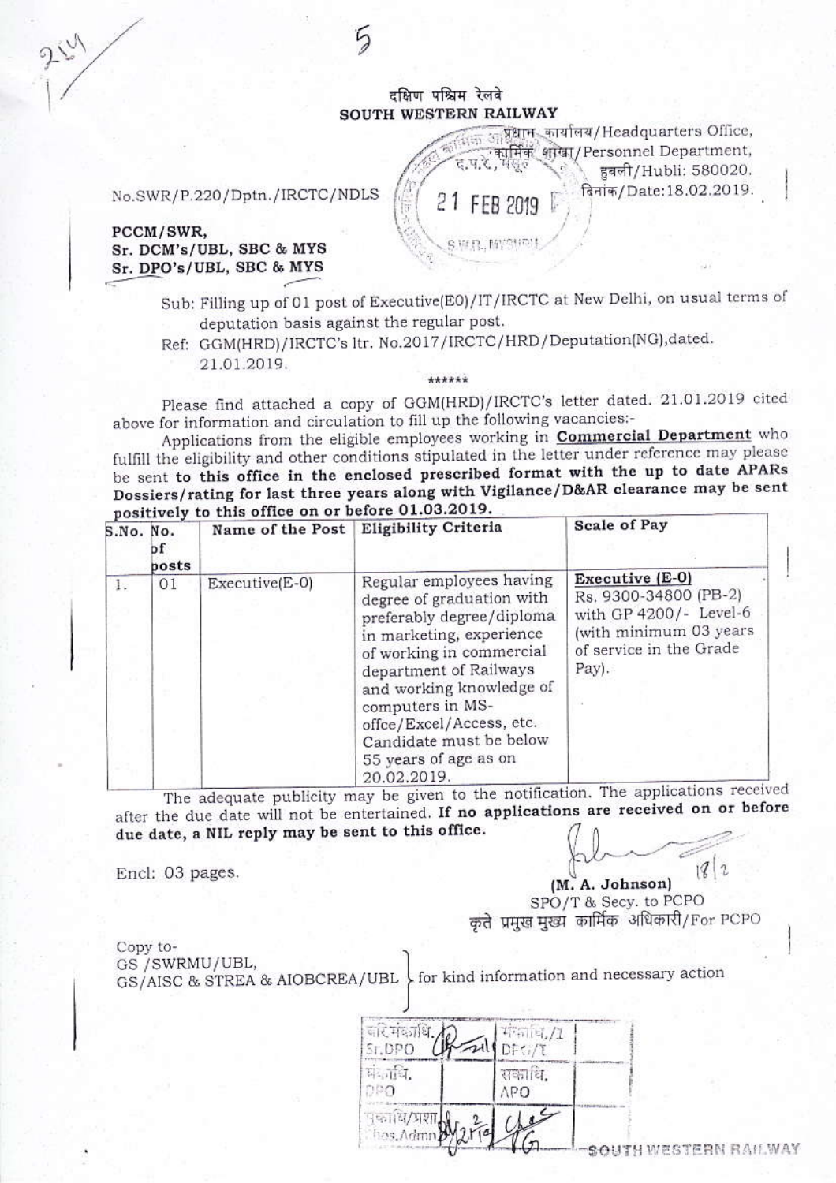दक्षिण पश्चिम रेलवे
**SOUTH WESTERN RAILWAY**

प्रधान कार्यालय/Headquarters Office,
कार्मिक शाखा/Personnel Department,
हुबली/Hubli: 580020.
दिनांक/Date:18.02.2019.

No.SWR/P.220/Dptn./IRCTC/NDLS

21 FEB 2019

**PCCM/SWR,**
**Sr. DCM's/UBL, SBC & MYS**
**Sr. DPO's/UBL, SBC & MYS**

Sub: Filling up of 01 post of Executive(E0)/IT/IRCTC at New Delhi, on usual terms of deputation basis against the regular post.

Ref: GGM(HRD)/IRCTC's ltr. No.2017/IRCTC/HRD/Deputation(NG),dated. 21.01.2019.

******

Please find attached a copy of GGM(HRD)/IRCTC's letter dated. 21.01.2019 cited above for information and circulation to fill up the following vacancies:-

Applications from the eligible employees working in **Commercial Department** who fulfill the eligibility and other conditions stipulated in the letter under reference may please be sent **to this office in the enclosed prescribed format with the up to date APARs Dossiers/rating for last three years along with Vigilance/D&AR clearance may be sent positively to this office on or before 01.03.2019.**

| S.No. | No. of posts | Name of the Post | Eligibility Criteria | Scale of Pay |
|---|---|---|---|---|
| 1. | 01 | Executive(E-0) | Regular employees having degree of graduation with preferably degree/diploma in marketing, experience of working in commercial department of Railways and working knowledge of computers in MS-offce/Excel/Access, etc. Candidate must be below 55 years of age as on 20.02.2019. | **Executive (E-0)** Rs. 9300-34800 (PB-2) with GP 4200/- Level-6 (with minimum 03 years of service in the Grade Pay). |

The adequate publicity may be given to the notification. The applications received after the due date will not be entertained. **If no applications are received on or before due date, a NIL reply may be sent to this office.**

Encl: 03 pages.

18/2

**(M. A. Johnson)**
SPO/T & Secy. to PCPO
कृते प्रमुख मुख्य कार्मिक अधिकारी/For PCPO

Copy to-
GS /SWRMU/UBL,
GS/AISC & STREA & AIOBCREA/UBL } for kind information and necessary action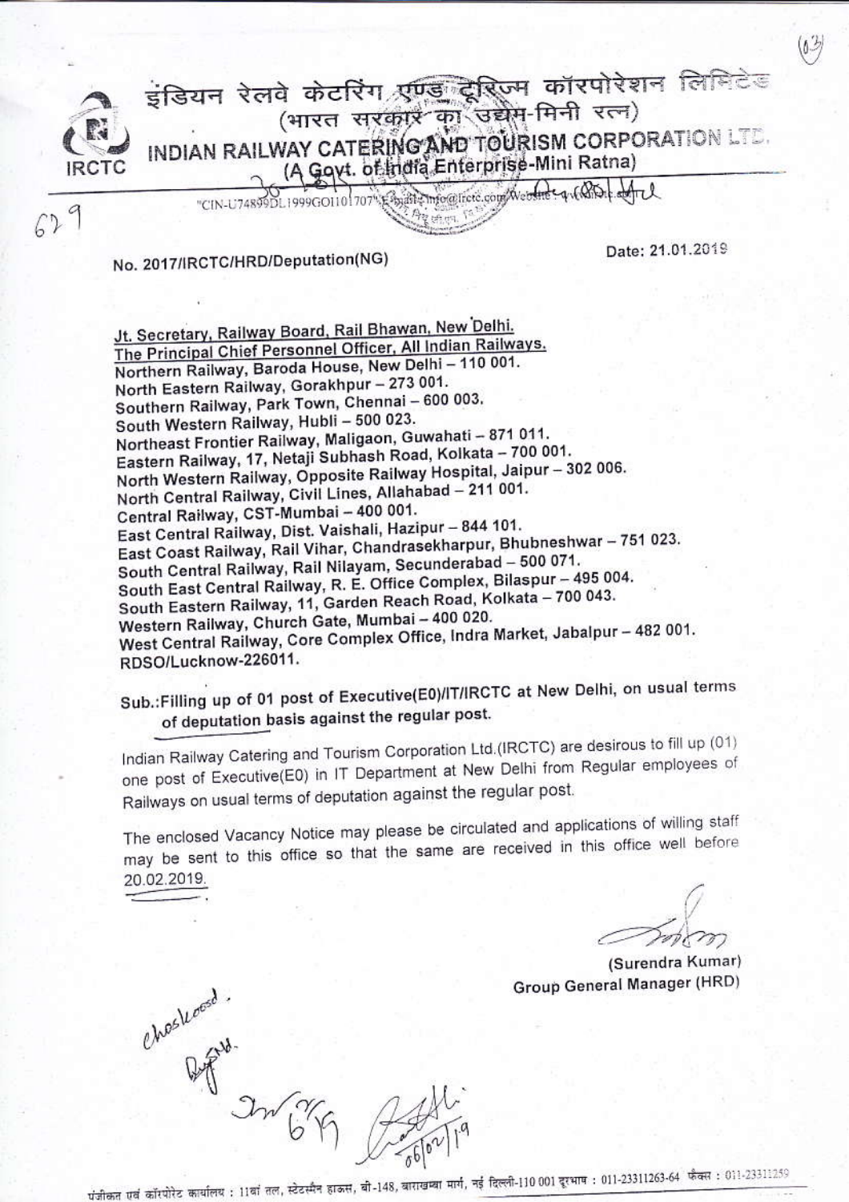इंडियन रेलवे केटरिंग एण्ड टूरिज्म कॉरपोरेशन लिमिटेड
(भारत सरकार का उद्यम-मिनी रत्न)

**INDIAN RAILWAY CATERING AND TOURISM CORPORATION LTD.**
(A Govt. of India Enterprise-Mini Ratna)

"CIN-U74899DL1999GOI101707" E-mail: info@irctc.com Website: www.irctc.com

No. 2017/IRCTC/HRD/Deputation(NG)

Date: 21.01.2019

Jt. Secretary, Railway Board, Rail Bhawan, New Delhi.
The Principal Chief Personnel Officer, All Indian Railways.
Northern Railway, Baroda House, New Delhi – 110 001.
North Eastern Railway, Gorakhpur – 273 001.
Southern Railway, Park Town, Chennai – 600 003.
South Western Railway, Hubli – 500 023.
Northeast Frontier Railway, Maligaon, Guwahati – 871 011.
Eastern Railway, 17, Netaji Subhash Road, Kolkata – 700 001.
North Western Railway, Opposite Railway Hospital, Jaipur – 302 006.
North Central Railway, Civil Lines, Allahabad – 211 001.
Central Railway, CST-Mumbai – 400 001.
East Central Railway, Dist. Vaishali, Hazipur – 844 101.
East Coast Railway, Rail Vihar, Chandrasekharpur, Bhubneshwar – 751 023.
South Central Railway, Rail Nilayam, Secunderabad – 500 071.
South East Central Railway, R. E. Office Complex, Bilaspur – 495 004.
South Eastern Railway, 11, Garden Reach Road, Kolkata – 700 043.
Western Railway, Church Gate, Mumbai – 400 020.
West Central Railway, Core Complex Office, Indra Market, Jabalpur – 482 001.
RDSO/Lucknow-226011.

**Sub.:Filling up of 01 post of Executive(E0)/IT/IRCTC at New Delhi, on usual terms of deputation basis against the regular post.**

Indian Railway Catering and Tourism Corporation Ltd.(IRCTC) are desirous to fill up (01) one post of Executive(E0) in IT Department at New Delhi from Regular employees of Railways on usual terms of deputation against the regular post.

The enclosed Vacancy Notice may please be circulated and applications of willing staff may be sent to this office so that the same are received in this office well before 20.02.2019.

(Surendra Kumar)
Group General Manager (HRD)

पंजीकृत एवं कॉरपोरेट कार्यालय : 11वां तल, स्टेट्समैन हाऊस, बी-148, बाराखम्बा मार्ग, नई दिल्ली-110 001 दूरभाष : 011-23311263-64 फैक्स : 011-23311259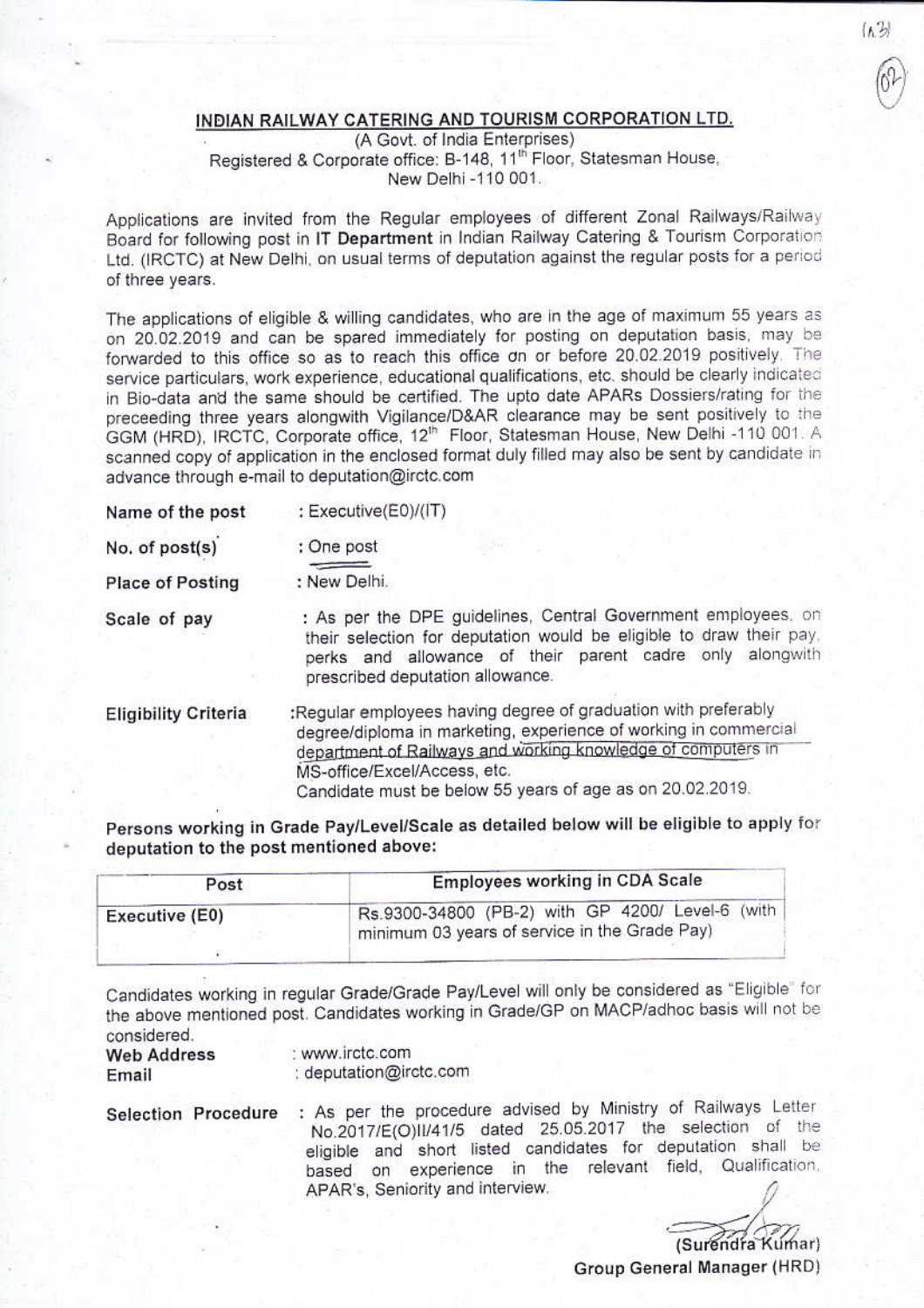## INDIAN RAILWAY CATERING AND TOURISM CORPORATION LTD.

(A Govt. of India Enterprises)
Registered & Corporate office: B-148, 11th Floor, Statesman House,
New Delhi -110 001.

Applications are invited from the Regular employees of different Zonal Railways/Railway Board for following post in **IT Department** in Indian Railway Catering & Tourism Corporation Ltd. (IRCTC) at New Delhi, on usual terms of deputation against the regular posts for a period of three years.

The applications of eligible & willing candidates, who are in the age of maximum 55 years as on 20.02.2019 and can be spared immediately for posting on deputation basis, may be forwarded to this office so as to reach this office on or before 20.02.2019 positively. The service particulars, work experience, educational qualifications, etc. should be clearly indicated in Bio-data and the same should be certified. The upto date APARs Dossiers/rating for the preceeding three years alongwith Vigilance/D&AR clearance may be sent positively to the GGM (HRD), IRCTC, Corporate office, 12th Floor, Statesman House, New Delhi -110 001. A scanned copy of application in the enclosed format duly filled may also be sent by candidate in advance through e-mail to deputation@irctc.com

**Name of the post** : Executive(E0)/(IT)

**No. of post(s)** : One post

**Place of Posting** : New Delhi.

**Scale of pay** : As per the DPE guidelines, Central Government employees, on their selection for deputation would be eligible to draw their pay, perks and allowance of their parent cadre only alongwith prescribed deputation allowance.

**Eligibility Criteria** :Regular employees having degree of graduation with preferably degree/diploma in marketing, experience of working in commercial department of Railways and working knowledge of computers in MS-office/Excel/Access, etc.
Candidate must be below 55 years of age as on 20.02.2019.

**Persons working in Grade Pay/Level/Scale as detailed below will be eligible to apply for deputation to the post mentioned above:**

| Post | Employees working in CDA Scale |
| --- | --- |
| Executive (E0) | Rs.9300-34800 (PB-2) with GP 4200/ Level-6 (with minimum 03 years of service in the Grade Pay) |

Candidates working in regular Grade/Grade Pay/Level will only be considered as "Eligible" for the above mentioned post. Candidates working in Grade/GP on MACP/adhoc basis will not be considered.

**Web Address** : www.irctc.com

**Email** : deputation@irctc.com

**Selection Procedure** : As per the procedure advised by Ministry of Railways Letter No.2017/E(O)II/41/5 dated 25.05.2017 the selection of the eligible and short listed candidates for deputation shall be based on experience in the relevant field, Qualification, APAR's, Seniority and interview.

(Surendra Kumar)
**Group General Manager (HRD)**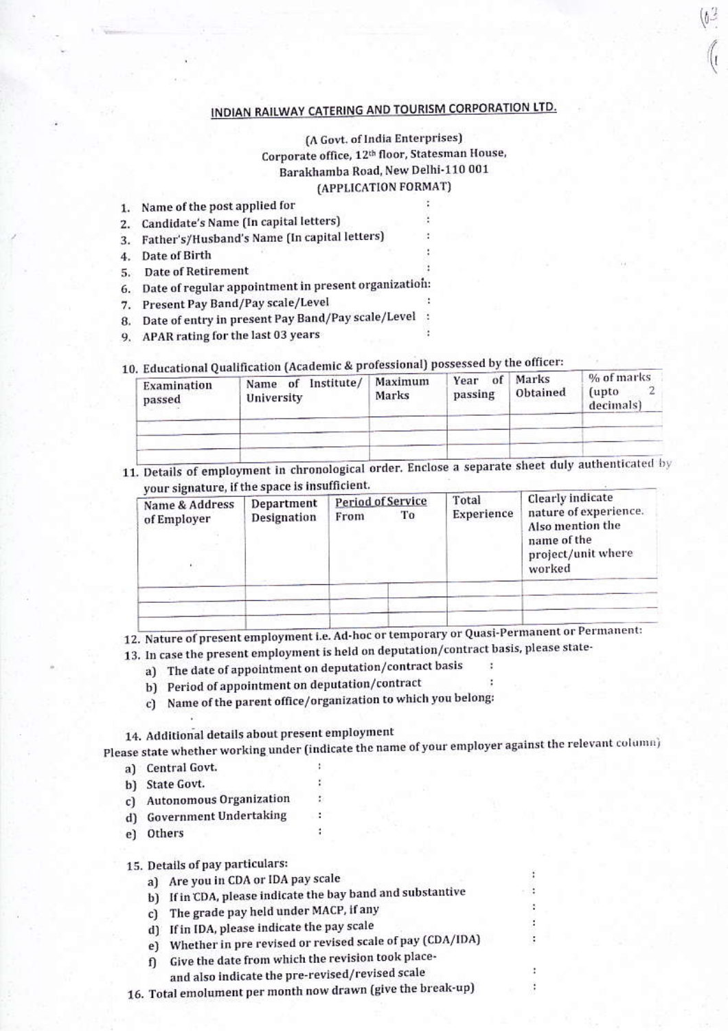## INDIAN RAILWAY CATERING AND TOURISM CORPORATION LTD.

(A Govt. of India Enterprises)
Corporate office, 12th floor, Statesman House,
Barakhamba Road, New Delhi-110 001
(APPLICATION FORMAT)

1. Name of the post applied for :
2. Candidate's Name (In capital letters) :
3. Father's/Husband's Name (In capital letters) :
4. Date of Birth :
5. Date of Retirement :
6. Date of regular appointment in present organization:
7. Present Pay Band/Pay scale/Level :
8. Date of entry in present Pay Band/Pay scale/Level :
9. APAR rating for the last 03 years :

10. Educational Qualification (Academic & professional) possessed by the officer:

| Examination passed | Name of Institute/ University | Maximum Marks | Year of passing | Marks Obtained | % of marks (upto 2 decimals) |
|---|---|---|---|---|---|
| | | | | | |
| | | | | | |

11. Details of employment in chronological order. Enclose a separate sheet duly authenticated by your signature, if the space is insufficient.

| Name & Address of Employer | Department Designation | Period of Service From | To | Total Experience | Clearly indicate nature of experience. Also mention the name of the project/unit where worked |
|---|---|---|---|---|---|
| | | | | | |
| | | | | | |

12. Nature of present employment i.e. Ad-hoc or temporary or Quasi-Permanent or Permanent:
13. In case the present employment is held on deputation/contract basis, please state-
    a) The date of appointment on deputation/contract basis :
    b) Period of appointment on deputation/contract :
    c) Name of the parent office/organization to which you belong:

14. Additional details about present employment

Please state whether working under (indicate the name of your employer against the relevant column)
    a) Central Govt. :
    b) State Govt. :
    c) Autonomous Organization :
    d) Government Undertaking :
    e) Others :

15. Details of pay particulars:
    a) Are you in CDA or IDA pay scale :
    b) If in CDA, please indicate the bay band and substantive :
    c) The grade pay held under MACP, if any :
    d) If in IDA, please indicate the pay scale :
    e) Whether in pre revised or revised scale of pay (CDA/IDA) :
    f) Give the date from which the revision took place- and also indicate the pre-revised/revised scale :
16. Total emolument per month now drawn (give the break-up) :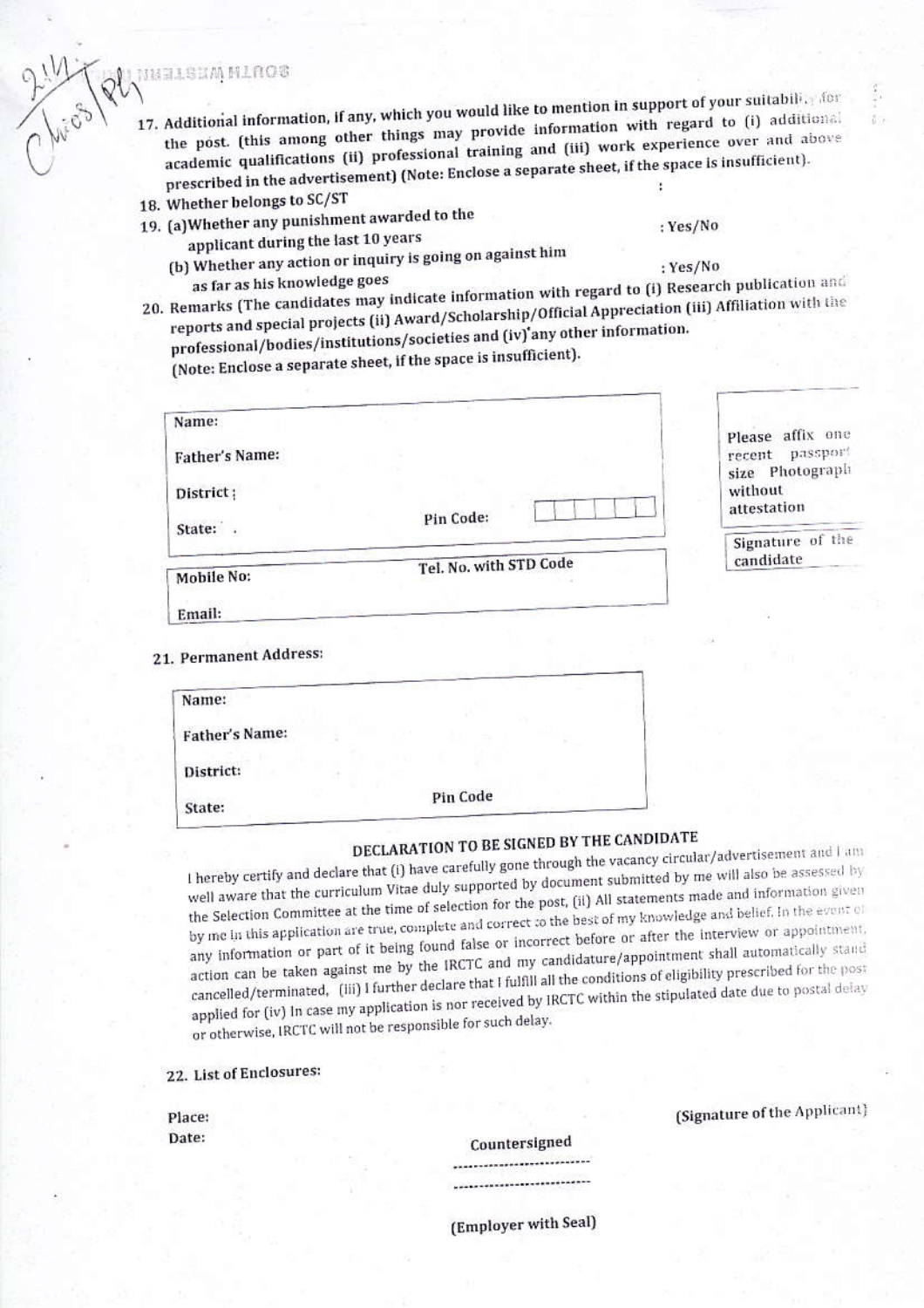17. Additional information, if any, which you would like to mention in support of your suitability for the post. (this among other things may provide information with regard to (i) additional academic qualifications (ii) professional training and (iii) work experience over and above prescribed in the advertisement) (Note: Enclose a separate sheet, if the space is insufficient).

18. Whether belongs to SC/ST :

19. (a) Whether any punishment awarded to the applicant during the last 10 years : Yes/No

    (b) Whether any action or inquiry is going on against him as far as his knowledge goes : Yes/No

20. Remarks (The candidates may indicate information with regard to (i) Research publication and reports and special projects (ii) Award/Scholarship/Official Appreciation (iii) Affiliation with the professional/bodies/institutions/societies and (iv) any other information.
    (Note: Enclose a separate sheet, if the space is insufficient).

Name:

Father's Name:

District:

State:

Pin Code:

Mobile No:

Tel. No. with STD Code

Email:

Please affix one recent passport size Photograph without attestation

Signature of the candidate

21. Permanent Address:

Name:

Father's Name:

District:

State:

Pin Code

## DECLARATION TO BE SIGNED BY THE CANDIDATE

I hereby certify and declare that (i) have carefully gone through the vacancy circular/advertisement and I am well aware that the curriculum Vitae duly supported by document submitted by me will also be assessed by the Selection Committee at the time of selection for the post, (ii) All statements made and information given by me in this application are true, complete and correct to the best of my knowledge and belief. In the event of any information or part of it being found false or incorrect before or after the interview or appointment, action can be taken against me by the IRCTC and my candidature/appointment shall automatically stand cancelled/terminated, (iii) I further declare that I fulfill all the conditions of eligibility prescribed for the post applied for (iv) In case my application is nor received by IRCTC within the stipulated date due to postal delay or otherwise, IRCTC will not be responsible for such delay.

22. List of Enclosures:

Place:

Date:

(Signature of the Applicant)

Countersigned

(Employer with Seal)